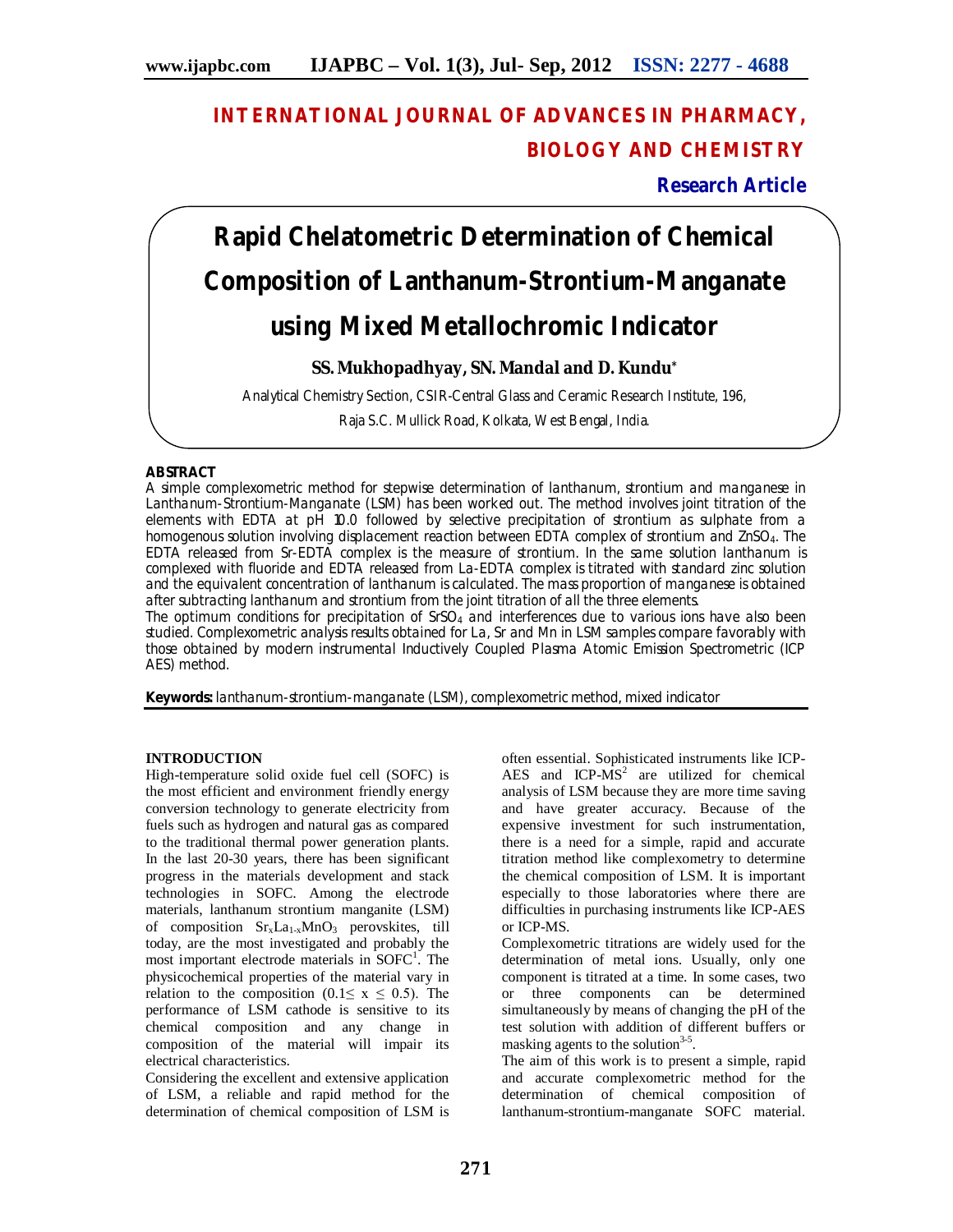# INTERNATIONAL JOURNAL OF ADVANCES IN PHARMACY, BIOLOGY AND CHEMISTRY

**Research Article**

# Rapid Chelatometric Determination of Chemical Composition of Lanthanum-Strontium-Manganate using Mixed Metallochromic Indicator

**SS. Mukhopadhyay, SN. Mandal and D. Kundu***

Analytical Chemistry Section, CSIR-Central Glass and Ceramic Research Institute, 196, Raja S.C. Mullick Road, Kolkata, West Bengal, India.

## ABSTRACT

A simple complexometric method for stepwise determination of lanthanum, strontium and manganese in Lanthanum-Strontium-Manganate (LSM) has been worked out. The method involves joint titration of the elements with EDTA at pH 10.0 followed by selective precipitation of strontium as sulphate from a homogenous solution involving displacement reaction between EDTA complex of strontium and $ZnSO_4$. The EDTA released from Sr-EDTA complex is the measure of strontium. In the same solution lanthanum is complexed with fluoride and EDTA released from La-EDTA complex is titrated with standard zinc solution and the equivalent concentration of lanthanum is calculated. The mass proportion of manganese is obtained after subtracting lanthanum and strontium from the joint titration of all the three elements.

The optimum conditions for precipitation of $SrSO_4$ and interferences due to various ions have also been studied. Complexometric analysis results obtained for La, Sr and Mn in LSM samples compare favorably with those obtained by modern instrumental Inductively Coupled Plasma Atomic Emission Spectrometric (ICP AES) method.

**Keywords:** lanthanum-strontium-manganate (LSM), complexometric method, mixed indicator

## INTRODUCTION

High-temperature solid oxide fuel cell (SOFC) is the most efficient and environment friendly energy conversion technology to generate electricity from fuels such as hydrogen and natural gas as compared to the traditional thermal power generation plants. In the last 20-30 years, there has been significant progress in the materials development and stack technologies in SOFC. Among the electrode materials, lanthanum strontium manganite (LSM) of composition $Sr_xLa_{1-x}MnO_3$ perovskites, till today, are the most investigated and probably the most important electrode materials in SOFC[1]. The physicochemical properties of the material vary in relation to the composition ($0.1 \leq x \leq 0.5$). The performance of LSM cathode is sensitive to its chemical composition and any change in composition of the material will impair its electrical characteristics.

Considering the excellent and extensive application of LSM, a reliable and rapid method for the determination of chemical composition of LSM is often essential. Sophisticated instruments like ICP-AES and ICP-MS[2] are utilized for chemical analysis of LSM because they are more time saving and have greater accuracy. Because of the expensive investment for such instrumentation, there is a need for a simple, rapid and accurate titration method like complexometry to determine the chemical composition of LSM. It is important especially to those laboratories where there are difficulties in purchasing instruments like ICP-AES or ICP-MS.

Complexometric titrations are widely used for the determination of metal ions. Usually, only one component is titrated at a time. In some cases, two or three components can be determined simultaneously by means of changing the pH of the test solution with addition of different buffers or masking agents to the solution[3-5].

The aim of this work is to present a simple, rapid and accurate complexometric method for the determination of chemical composition of lanthanum-strontium-manganate SOFC material.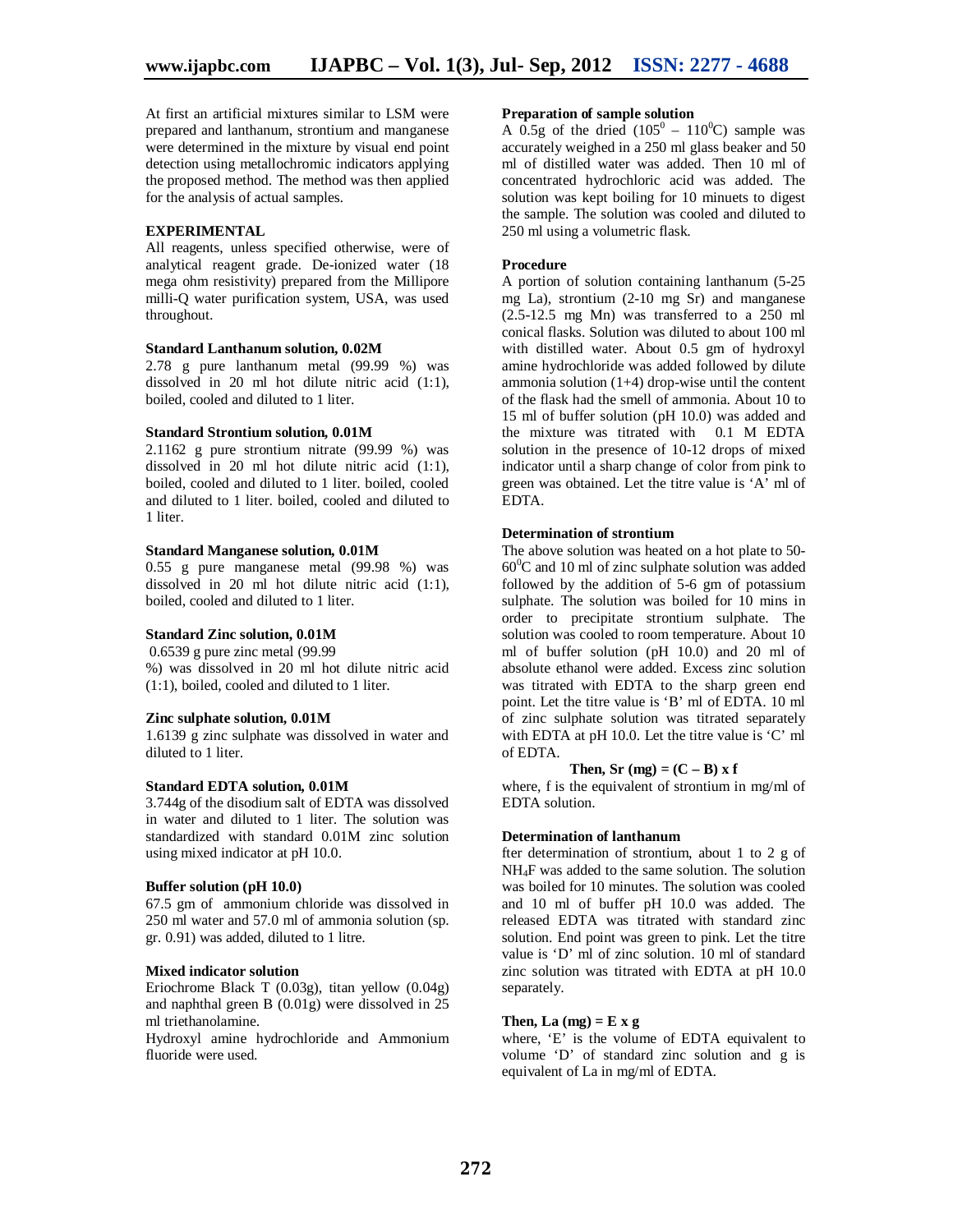At first an artificial mixtures similar to LSM were prepared and lanthanum, strontium and manganese were determined in the mixture by visual end point detection using metallochromic indicators applying the proposed method. The method was then applied for the analysis of actual samples.

## EXPERIMENTAL

All reagents, unless specified otherwise, were of analytical reagent grade. De-ionized water (18 mega ohm resistivity) prepared from the Millipore milli-Q water purification system, USA, was used throughout.

### Standard Lanthanum solution, 0.02M

2.78 g pure lanthanum metal (99.99 %) was dissolved in 20 ml hot dilute nitric acid (1:1), boiled, cooled and diluted to 1 liter.

### Standard Strontium solution, 0.01M

2.1162 g pure strontium nitrate (99.99 %) was dissolved in 20 ml hot dilute nitric acid (1:1), boiled, cooled and diluted to 1 liter. boiled, cooled and diluted to 1 liter. boiled, cooled and diluted to 1 liter.

### Standard Manganese solution, 0.01M

0.55 g pure manganese metal (99.98 %) was dissolved in 20 ml hot dilute nitric acid (1:1), boiled, cooled and diluted to 1 liter.

### Standard Zinc solution, 0.01M

0.6539 g pure zinc metal (99.99 %) was dissolved in 20 ml hot dilute nitric acid (1:1), boiled, cooled and diluted to 1 liter.

### Zinc sulphate solution, 0.01M

1.6139 g zinc sulphate was dissolved in water and diluted to 1 liter.

### Standard EDTA solution, 0.01M

3.744g of the disodium salt of EDTA was dissolved in water and diluted to 1 liter. The solution was standardized with standard 0.01M zinc solution using mixed indicator at pH 10.0.

### Buffer solution (pH 10.0)

67.5 gm of ammonium chloride was dissolved in 250 ml water and 57.0 ml of ammonia solution (sp. gr. 0.91) was added, diluted to 1 litre.

### Mixed indicator solution

Eriochrome Black T (0.03g), titan yellow (0.04g) and naphthal green B (0.01g) were dissolved in 25 ml triethanolamine.

Hydroxyl amine hydrochloride and Ammonium fluoride were used.

### Preparation of sample solution

A 0.5g of the dried ($105^0 – 110^0$C) sample was accurately weighed in a 250 ml glass beaker and 50 ml of distilled water was added. Then 10 ml of concentrated hydrochloric acid was added. The solution was kept boiling for 10 minuets to digest the sample. The solution was cooled and diluted to 250 ml using a volumetric flask.

### Procedure

A portion of solution containing lanthanum (5-25 mg La), strontium (2-10 mg Sr) and manganese (2.5-12.5 mg Mn) was transferred to a 250 ml conical flasks. Solution was diluted to about 100 ml with distilled water. About 0.5 gm of hydroxyl amine hydrochloride was added followed by dilute ammonia solution (1+4) drop-wise until the content of the flask had the smell of ammonia. About 10 to 15 ml of buffer solution (pH 10.0) was added and the mixture was titrated with 0.1 M EDTA solution in the presence of 10-12 drops of mixed indicator until a sharp change of color from pink to green was obtained. Let the titre value is 'A' ml of EDTA.

### Determination of strontium

The above solution was heated on a hot plate to 50-$60^0$C and 10 ml of zinc sulphate solution was added followed by the addition of 5-6 gm of potassium sulphate. The solution was boiled for 10 mins in order to precipitate strontium sulphate. The solution was cooled to room temperature. About 10 ml of buffer solution (pH 10.0) and 20 ml of absolute ethanol were added. Excess zinc solution was titrated with EDTA to the sharp green end point. Let the titre value is 'B' ml of EDTA. 10 ml of zinc sulphate solution was titrated separately with EDTA at pH 10.0. Let the titre value is 'C' ml of EDTA.

**Then, Sr (mg) = (C – B) x f**

where, f is the equivalent of strontium in mg/ml of EDTA solution.

### Determination of lanthanum

fter determination of strontium, about 1 to 2 g of $NH_4F$ was added to the same solution. The solution was boiled for 10 minutes. The solution was cooled and 10 ml of buffer pH 10.0 was added. The released EDTA was titrated with standard zinc solution. End point was green to pink. Let the titre value is 'D' ml of zinc solution. 10 ml of standard zinc solution was titrated with EDTA at pH 10.0 separately.

**Then, La (mg) = E x g**

where, 'E' is the volume of EDTA equivalent to volume 'D' of standard zinc solution and g is equivalent of La in mg/ml of EDTA.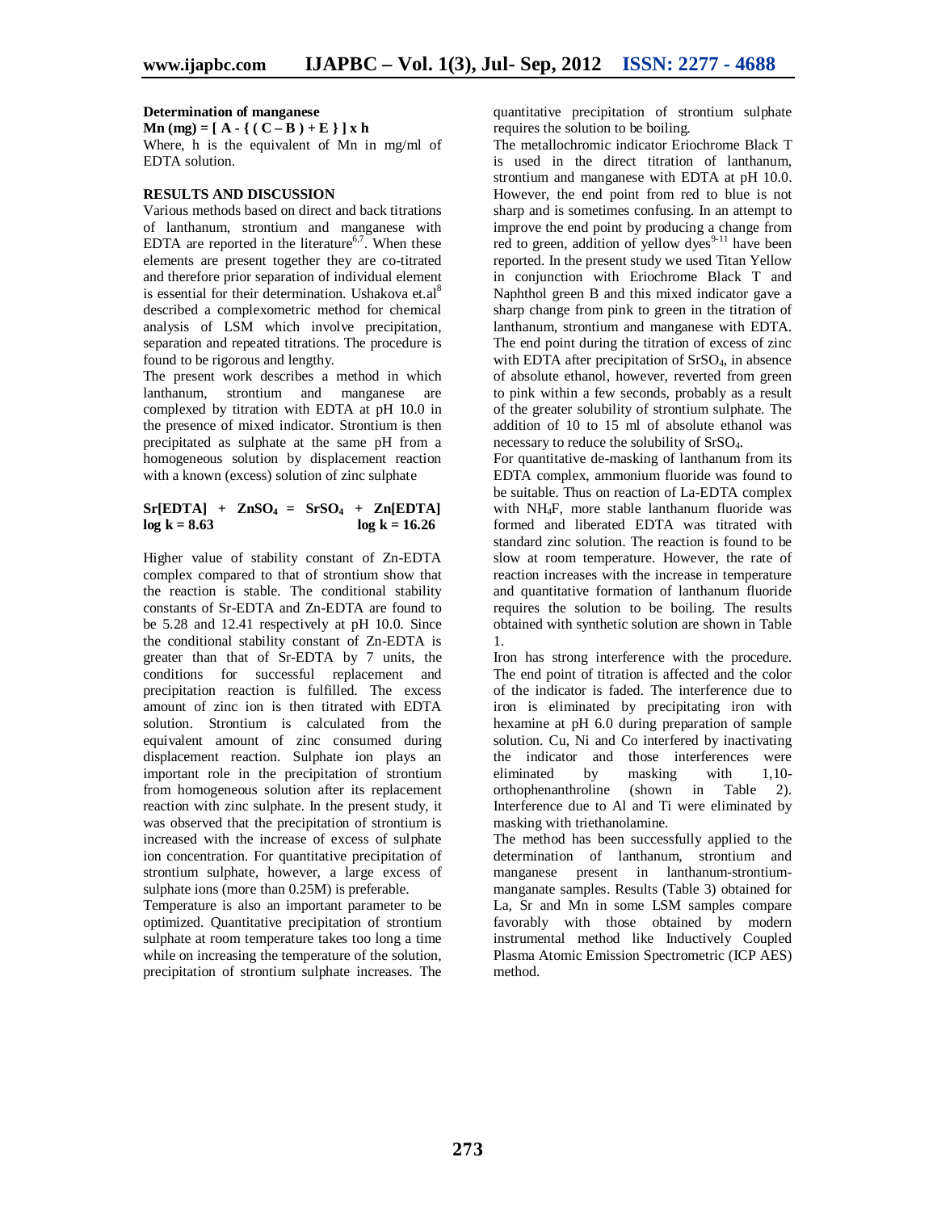**Determination of manganese**

$$\text{Mn (mg)} = [ A - \{ ( C - B ) + E \} ] \times h$$

Where, h is the equivalent of Mn in mg/ml of EDTA solution.

## RESULTS AND DISCUSSION

Various methods based on direct and back titrations of lanthanum, strontium and manganese with EDTA are reported in the literature[6,7]. When these elements are present together they are co-titrated and therefore prior separation of individual element is essential for their determination. Ushakova et.al[8] described a complexometric method for chemical analysis of LSM which involve precipitation, separation and repeated titrations. The procedure is found to be rigorous and lengthy.

The present work describes a method in which lanthanum, strontium and manganese are complexed by titration with EDTA at pH 10.0 in the presence of mixed indicator. Strontium is then precipitated as sulphate at the same pH from a homogeneous solution by displacement reaction with a known (excess) solution of zinc sulphate

$$\text{Sr[EDTA]} + ZnSO_4 = SrSO_4 + \text{Zn[EDTA]}$$

$$\log k = 8.63 \qquad\qquad \log k = 16.26$$

Higher value of stability constant of Zn-EDTA complex compared to that of strontium show that the reaction is stable. The conditional stability constants of Sr-EDTA and Zn-EDTA are found to be 5.28 and 12.41 respectively at pH 10.0. Since the conditional stability constant of Zn-EDTA is greater than that of Sr-EDTA by 7 units, the conditions for successful replacement and precipitation reaction is fulfilled. The excess amount of zinc ion is then titrated with EDTA solution. Strontium is calculated from the equivalent amount of zinc consumed during displacement reaction. Sulphate ion plays an important role in the precipitation of strontium from homogeneous solution after its replacement reaction with zinc sulphate. In the present study, it was observed that the precipitation of strontium is increased with the increase of excess of sulphate ion concentration. For quantitative precipitation of strontium sulphate, however, a large excess of sulphate ions (more than 0.25M) is preferable.

Temperature is also an important parameter to be optimized. Quantitative precipitation of strontium sulphate at room temperature takes too long a time while on increasing the temperature of the solution, precipitation of strontium sulphate increases. The quantitative precipitation of strontium sulphate requires the solution to be boiling.

The metallochromic indicator Eriochrome Black T is used in the direct titration of lanthanum, strontium and manganese with EDTA at pH 10.0. However, the end point from red to blue is not sharp and is sometimes confusing. In an attempt to improve the end point by producing a change from red to green, addition of yellow dyes[9-11] have been reported. In the present study we used Titan Yellow in conjunction with Eriochrome Black T and Naphthol green B and this mixed indicator gave a sharp change from pink to green in the titration of lanthanum, strontium and manganese with EDTA. The end point during the titration of excess of zinc with EDTA after precipitation of $SrSO_4$, in absence of absolute ethanol, however, reverted from green to pink within a few seconds, probably as a result of the greater solubility of strontium sulphate. The addition of 10 to 15 ml of absolute ethanol was necessary to reduce the solubility of $SrSO_4$.

For quantitative de-masking of lanthanum from its EDTA complex, ammonium fluoride was found to be suitable. Thus on reaction of La-EDTA complex with $NH_4F$, more stable lanthanum fluoride was formed and liberated EDTA was titrated with standard zinc solution. The reaction is found to be slow at room temperature. However, the rate of reaction increases with the increase in temperature and quantitative formation of lanthanum fluoride requires the solution to be boiling. The results obtained with synthetic solution are shown in Table 1.

Iron has strong interference with the procedure. The end point of titration is affected and the color of the indicator is faded. The interference due to iron is eliminated by precipitating iron with hexamine at pH 6.0 during preparation of sample solution. Cu, Ni and Co interfered by inactivating the indicator and those interferences were eliminated by masking with 1,10-orthophenanthroline (shown in Table 2). Interference due to Al and Ti were eliminated by masking with triethanolamine.

The method has been successfully applied to the determination of lanthanum, strontium and manganese present in lanthanum-strontium-manganate samples. Results (Table 3) obtained for La, Sr and Mn in some LSM samples compare favorably with those obtained by modern instrumental method like Inductively Coupled Plasma Atomic Emission Spectrometric (ICP AES) method.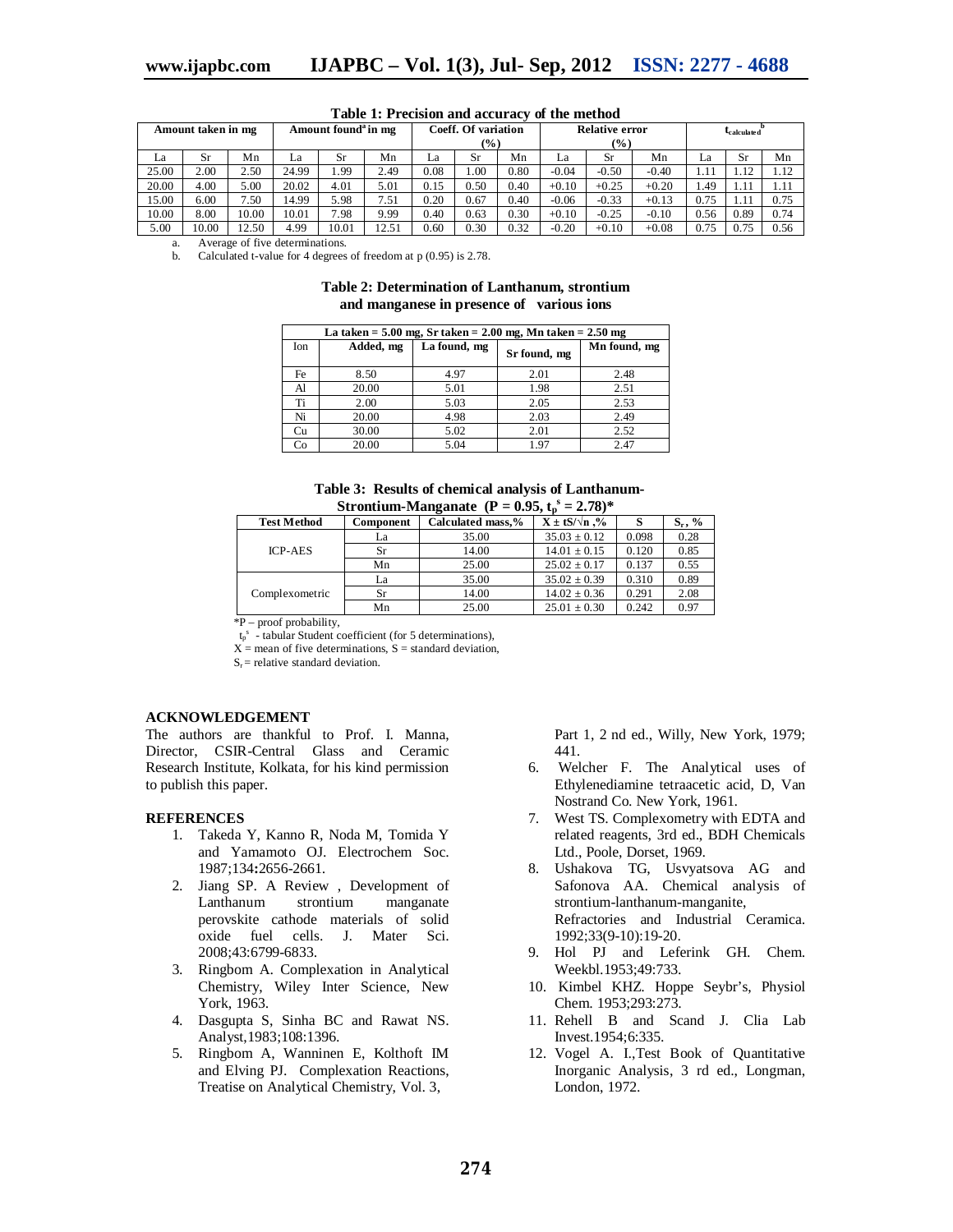**Table 1: Precision and accuracy of the method**

| Amount taken in mg | | | Amount found[a] in mg | | | Coeff. Of variation (%) | | | Relative error (%) | | | $t_{calculated}$[b] | | |
|---|---|---|---|---|---|---|---|---|---|---|---|---|---|---|
| La | Sr | Mn | La | Sr | Mn | La | Sr | Mn | La | Sr | Mn | La | Sr | Mn |
| 25.00 | 2.00 | 2.50 | 24.99 | 1.99 | 2.49 | 0.08 | 1.00 | 0.80 | -0.04 | -0.50 | -0.40 | 1.11 | 1.12 | 1.12 |
| 20.00 | 4.00 | 5.00 | 20.02 | 4.01 | 5.01 | 0.15 | 0.50 | 0.40 | +0.10 | +0.25 | +0.20 | 1.49 | 1.11 | 1.11 |
| 15.00 | 6.00 | 7.50 | 14.99 | 5.98 | 7.51 | 0.20 | 0.67 | 0.40 | -0.06 | -0.33 | +0.13 | 0.75 | 1.11 | 0.75 |
| 10.00 | 8.00 | 10.00 | 10.01 | 7.98 | 9.99 | 0.40 | 0.63 | 0.30 | +0.10 | -0.25 | -0.10 | 0.56 | 0.89 | 0.74 |
| 5.00 | 10.00 | 12.50 | 4.99 | 10.01 | 12.51 | 0.60 | 0.30 | 0.32 | -0.20 | +0.10 | +0.08 | 0.75 | 0.75 | 0.56 |

a. Average of five determinations.

b. Calculated t-value for 4 degrees of freedom at p (0.95) is 2.78.

**Table 2: Determination of Lanthanum, strontium and manganese in presence of various ions**

| La taken = 5.00 mg, Sr taken = 2.00 mg, Mn taken = 2.50 mg | | | | |
|---|---|---|---|---|
| Ion | Added, mg | La found, mg | Sr found, mg | Mn found, mg |
| Fe | 8.50 | 4.97 | 2.01 | 2.48 |
| Al | 20.00 | 5.01 | 1.98 | 2.51 |
| Ti | 2.00 | 5.03 | 2.05 | 2.53 |
| Ni | 20.00 | 4.98 | 2.03 | 2.49 |
| Cu | 30.00 | 5.02 | 2.01 | 2.52 |
| Co | 20.00 | 5.04 | 1.97 | 2.47 |

**Table 3: Results of chemical analysis of Lanthanum-Strontium-Manganate ($P = 0.95$, $t_p^s = 2.78$)***

| Test Method | Component | Calculated mass,% | $X \pm tS/\sqrt{n}$ ,% | S | $S_r$, % |
|---|---|---|---|---|---|
| ICP-AES | La | 35.00 | $35.03 \pm 0.12$ | 0.098 | 0.28 |
| | Sr | 14.00 | $14.01 \pm 0.15$ | 0.120 | 0.85 |
| | Mn | 25.00 | $25.02 \pm 0.17$ | 0.137 | 0.55 |
| Complexometric | La | 35.00 | $35.02 \pm 0.39$ | 0.310 | 0.89 |
| | Sr | 14.00 | $14.02 \pm 0.36$ | 0.291 | 2.08 |
| | Mn | 25.00 | $25.01 \pm 0.30$ | 0.242 | 0.97 |

*P – proof probability,

$t_p^s$ - tabular Student coefficient (for 5 determinations),

X = mean of five determinations, S = standard deviation,

$S_r$ = relative standard deviation.

## ACKNOWLEDGEMENT

The authors are thankful to Prof. I. Manna, Director, CSIR-Central Glass and Ceramic Research Institute, Kolkata, for his kind permission to publish this paper.

## REFERENCES

1. Takeda Y, Kanno R, Noda M, Tomida Y and Yamamoto OJ. Electrochem Soc. 1987;134**:**2656-2661.
2. Jiang SP. A Review , Development of Lanthanum strontium manganate perovskite cathode materials of solid oxide fuel cells. J. Mater Sci. 2008;43:6799-6833.
3. Ringbom A. Complexation in Analytical Chemistry, Wiley Inter Science, New York, 1963.
4. Dasgupta S, Sinha BC and Rawat NS. Analyst,1983;108:1396.
5. Ringbom A, Wanninen E, Kolthoft IM and Elving PJ. Complexation Reactions, Treatise on Analytical Chemistry, Vol. 3, Part 1, 2 nd ed., Willy, New York, 1979; 441.
6. Welcher F. The Analytical uses of Ethylenediamine tetraacetic acid, D, Van Nostrand Co. New York, 1961.
7. West TS. Complexometry with EDTA and related reagents, 3rd ed., BDH Chemicals Ltd., Poole, Dorset, 1969.
8. Ushakova TG, Usvyatsova AG and Safonova AA. Chemical analysis of strontium-lanthanum-manganite, Refractories and Industrial Ceramica. 1992;33(9-10):19-20.
9. Hol PJ and Leferink GH. Chem. Weekbl.1953;49:733.
10. Kimbel KHZ. Hoppe Seybr's, Physiol Chem. 1953;293:273.
11. Rehell B and Scand J. Clia Lab Invest.1954;6:335.
12. Vogel A. I.,Test Book of Quantitative Inorganic Analysis, 3 rd ed., Longman, London, 1972.